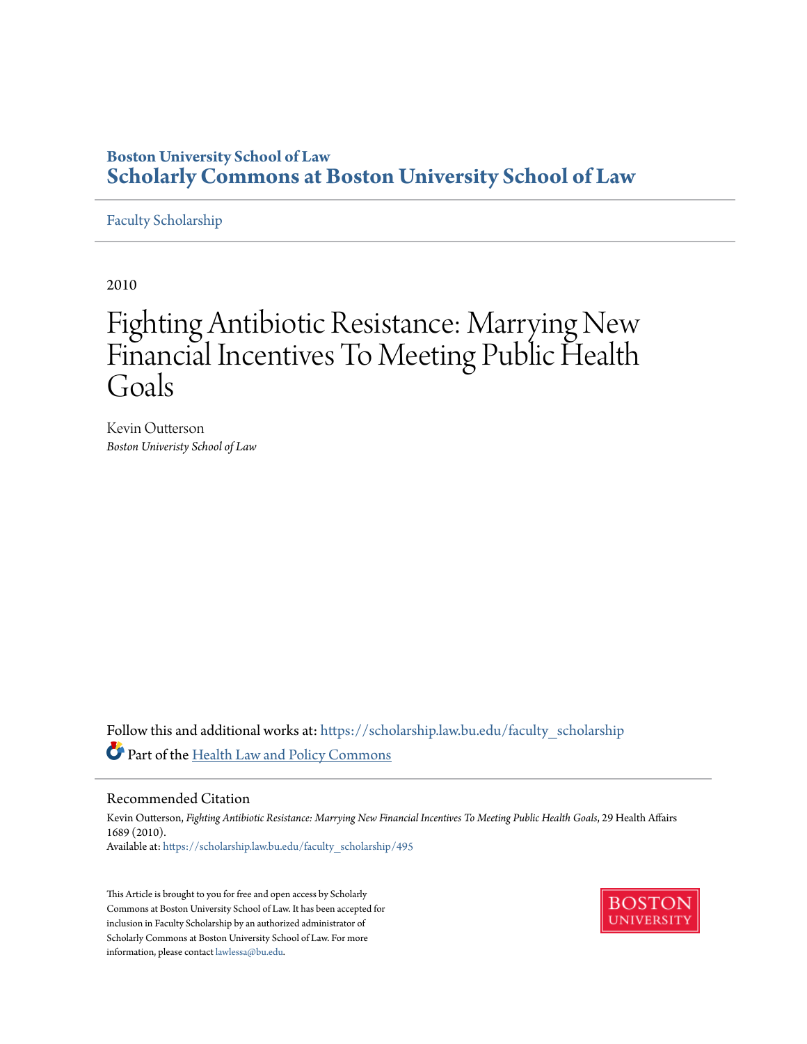Boston University School of Law
**Scholarly Commons at Boston University School of Law**

Faculty Scholarship

2010

# Fighting Antibiotic Resistance: Marrying New Financial Incentives To Meeting Public Health Goals

Kevin Outterson
*Boston Univeristy School of Law*

Follow this and additional works at: https://scholarship.law.bu.edu/faculty_scholarship

Part of the Health Law and Policy Commons

## Recommended Citation

Kevin Outterson, *Fighting Antibiotic Resistance: Marrying New Financial Incentives To Meeting Public Health Goals*, 29 Health Affairs 1689 (2010).
Available at: https://scholarship.law.bu.edu/faculty_scholarship/495

This Article is brought to you for free and open access by Scholarly Commons at Boston University School of Law. It has been accepted for inclusion in Faculty Scholarship by an authorized administrator of Scholarly Commons at Boston University School of Law. For more information, please contact lawlessa@bu.edu.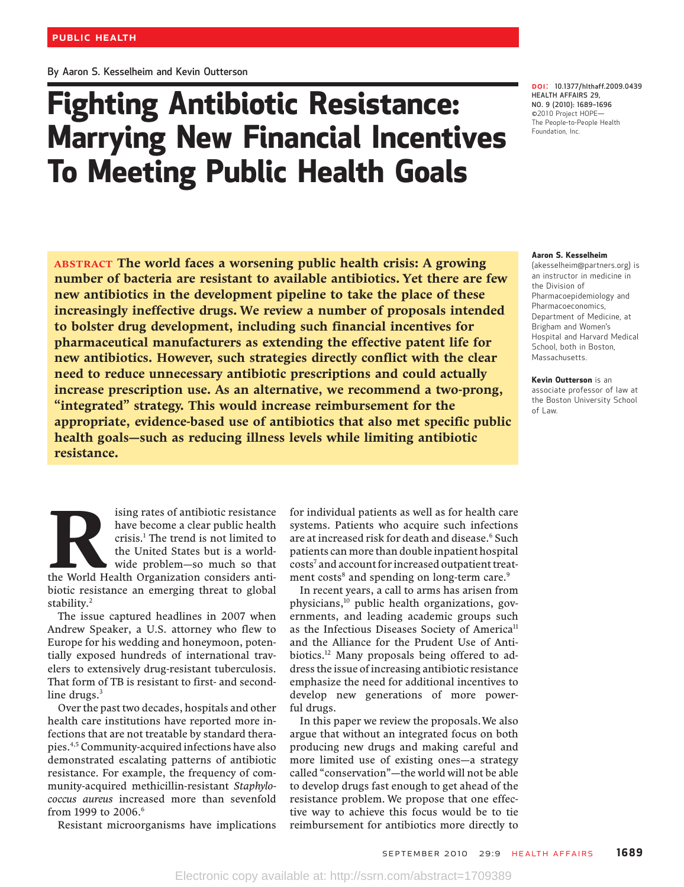PUBLIC HEALTH

By Aaron S. Kesselheim and Kevin Outterson

# Fighting Antibiotic Resistance: Marrying New Financial Incentives To Meeting Public Health Goals

DOI: 10.1377/hlthaff.2009.0439
HEALTH AFFAIRS 29, NO. 9 (2010): 1689–1696
©2010 Project HOPE— The People-to-People Health Foundation, Inc.

**ABSTRACT The world faces a worsening public health crisis: A growing number of bacteria are resistant to available antibiotics. Yet there are few new antibiotics in the development pipeline to take the place of these increasingly ineffective drugs. We review a number of proposals intended to bolster drug development, including such financial incentives for pharmaceutical manufacturers as extending the effective patent life for new antibiotics. However, such strategies directly conflict with the clear need to reduce unnecessary antibiotic prescriptions and could actually increase prescription use. As an alternative, we recommend a two-prong, "integrated" strategy. This would increase reimbursement for the appropriate, evidence-based use of antibiotics that also met specific public health goals—such as reducing illness levels while limiting antibiotic resistance.**

**Aaron S. Kesselheim** (akesselheim@partners.org) is an instructor in medicine in the Division of Pharmacoepidemiology and Pharmacoeconomics, Department of Medicine, at Brigham and Women's Hospital and Harvard Medical School, both in Boston, Massachusetts.

**Kevin Outterson** is an associate professor of law at the Boston University School of Law.

Rising rates of antibiotic resistance have become a clear public health crisis.[1] The trend is not limited to the United States but is a worldwide problem—so much so that the World Health Organization considers antibiotic resistance an emerging threat to global stability.[2]

The issue captured headlines in 2007 when Andrew Speaker, a U.S. attorney who flew to Europe for his wedding and honeymoon, potentially exposed hundreds of international travelers to extensively drug-resistant tuberculosis. That form of TB is resistant to first- and second-line drugs.[3]

Over the past two decades, hospitals and other health care institutions have reported more infections that are not treatable by standard therapies.[4,5] Community-acquired infections have also demonstrated escalating patterns of antibiotic resistance. For example, the frequency of community-acquired methicillin-resistant *Staphylococcus aureus* increased more than sevenfold from 1999 to 2006.[6]

Resistant microorganisms have implications for individual patients as well as for health care systems. Patients who acquire such infections are at increased risk for death and disease.[6] Such patients can more than double inpatient hospital costs[7] and account for increased outpatient treatment costs[8] and spending on long-term care.[9]

In recent years, a call to arms has arisen from physicians,[10] public health organizations, governments, and leading academic groups such as the Infectious Diseases Society of America[11] and the Alliance for the Prudent Use of Antibiotics.[12] Many proposals being offered to address the issue of increasing antibiotic resistance emphasize the need for additional incentives to develop new generations of more powerful drugs.

In this paper we review the proposals. We also argue that without an integrated focus on both producing new drugs and making careful and more limited use of existing ones—a strategy called "conservation"—the world will not be able to develop drugs fast enough to get ahead of the resistance problem. We propose that one effective way to achieve this focus would be to tie reimbursement for antibiotics more directly to

Electronic copy available at: http://ssrn.com/abstract=1709389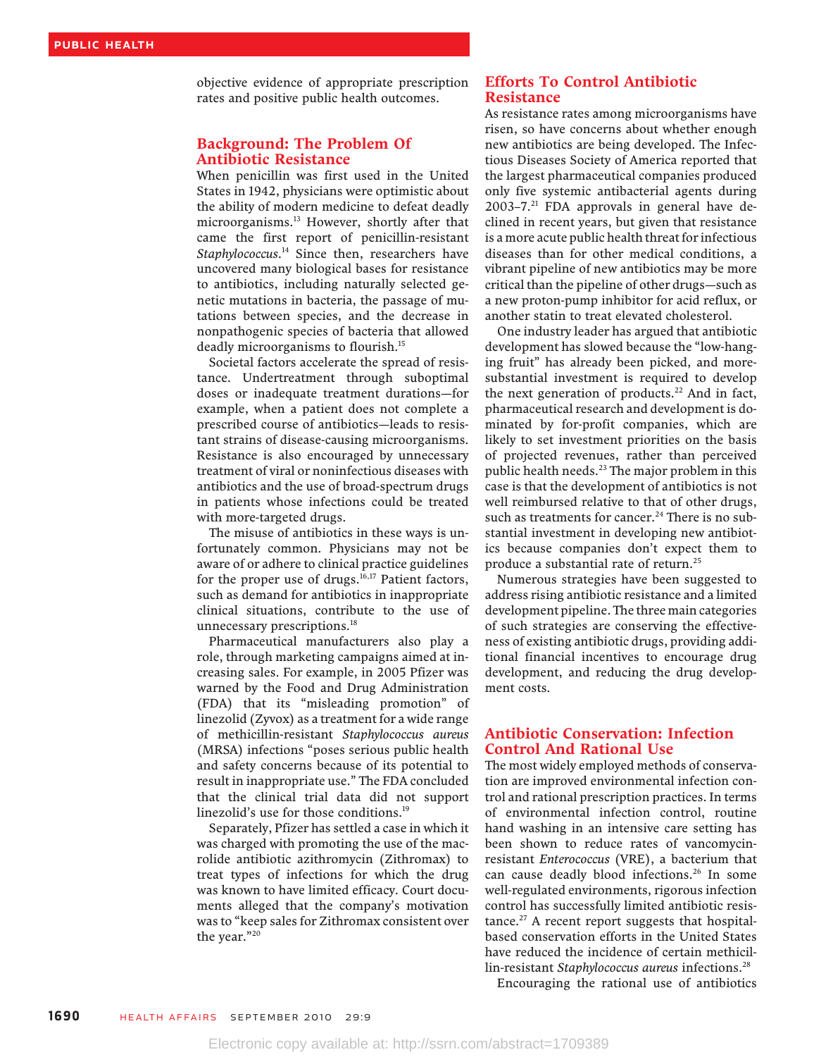objective evidence of appropriate prescription rates and positive public health outcomes.

## Background: The Problem Of Antibiotic Resistance

When penicillin was first used in the United States in 1942, physicians were optimistic about the ability of modern medicine to defeat deadly microorganisms.[13] However, shortly after that came the first report of penicillin-resistant *Staphylococcus*.[14] Since then, researchers have uncovered many biological bases for resistance to antibiotics, including naturally selected genetic mutations in bacteria, the passage of mutations between species, and the decrease in nonpathogenic species of bacteria that allowed deadly microorganisms to flourish.[15]

Societal factors accelerate the spread of resistance. Undertreatment through suboptimal doses or inadequate treatment durations—for example, when a patient does not complete a prescribed course of antibiotics—leads to resistant strains of disease-causing microorganisms. Resistance is also encouraged by unnecessary treatment of viral or noninfectious diseases with antibiotics and the use of broad-spectrum drugs in patients whose infections could be treated with more-targeted drugs.

The misuse of antibiotics in these ways is unfortunately common. Physicians may not be aware of or adhere to clinical practice guidelines for the proper use of drugs.[16,17] Patient factors, such as demand for antibiotics in inappropriate clinical situations, contribute to the use of unnecessary prescriptions.[18]

Pharmaceutical manufacturers also play a role, through marketing campaigns aimed at increasing sales. For example, in 2005 Pfizer was warned by the Food and Drug Administration (FDA) that its "misleading promotion" of linezolid (Zyvox) as a treatment for a wide range of methicillin-resistant *Staphylococcus aureus* (MRSA) infections "poses serious public health and safety concerns because of its potential to result in inappropriate use." The FDA concluded that the clinical trial data did not support linezolid's use for those conditions.[19]

Separately, Pfizer has settled a case in which it was charged with promoting the use of the macrolide antibiotic azithromycin (Zithromax) to treat types of infections for which the drug was known to have limited efficacy. Court documents alleged that the company's motivation was to "keep sales for Zithromax consistent over the year."[20]

## Efforts To Control Antibiotic Resistance

As resistance rates among microorganisms have risen, so have concerns about whether enough new antibiotics are being developed. The Infectious Diseases Society of America reported that the largest pharmaceutical companies produced only five systemic antibacterial agents during 2003–7.[21] FDA approvals in general have declined in recent years, but given that resistance is a more acute public health threat for infectious diseases than for other medical conditions, a vibrant pipeline of new antibiotics may be more critical than the pipeline of other drugs—such as a new proton-pump inhibitor for acid reflux, or another statin to treat elevated cholesterol.

One industry leader has argued that antibiotic development has slowed because the "low-hanging fruit" has already been picked, and more-substantial investment is required to develop the next generation of products.[22] And in fact, pharmaceutical research and development is dominated by for-profit companies, which are likely to set investment priorities on the basis of projected revenues, rather than perceived public health needs.[23] The major problem in this case is that the development of antibiotics is not well reimbursed relative to that of other drugs, such as treatments for cancer.[24] There is no substantial investment in developing new antibiotics because companies don't expect them to produce a substantial rate of return.[25]

Numerous strategies have been suggested to address rising antibiotic resistance and a limited development pipeline. The three main categories of such strategies are conserving the effectiveness of existing antibiotic drugs, providing additional financial incentives to encourage drug development, and reducing the drug development costs.

## Antibiotic Conservation: Infection Control And Rational Use

The most widely employed methods of conservation are improved environmental infection control and rational prescription practices. In terms of environmental infection control, routine hand washing in an intensive care setting has been shown to reduce rates of vancomycin-resistant *Enterococcus* (VRE), a bacterium that can cause deadly blood infections.[26] In some well-regulated environments, rigorous infection control has successfully limited antibiotic resistance.[27] A recent report suggests that hospital-based conservation efforts in the United States have reduced the incidence of certain methicillin-resistant *Staphylococcus aureus* infections.[28]

Encouraging the rational use of antibiotics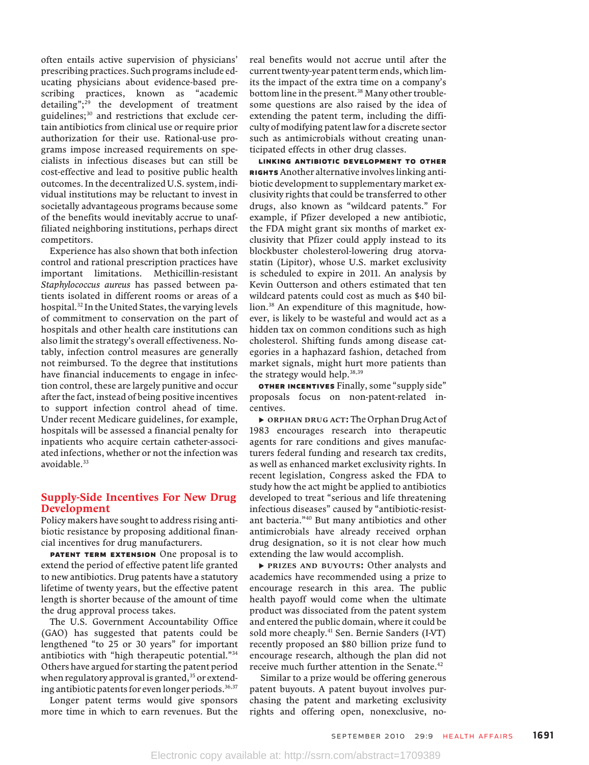often entails active supervision of physicians' prescribing practices. Such programs include educating physicians about evidence-based prescribing practices, known as "academic detailing";[29] the development of treatment guidelines;[30] and restrictions that exclude certain antibiotics from clinical use or require prior authorization for their use. Rational-use programs impose increased requirements on specialists in infectious diseases but can still be cost-effective and lead to positive public health outcomes. In the decentralized U.S. system, individual institutions may be reluctant to invest in societally advantageous programs because some of the benefits would inevitably accrue to unaffiliated neighboring institutions, perhaps direct competitors.

Experience has also shown that both infection control and rational prescription practices have important limitations. Methicillin-resistant *Staphylococcus aureus* has passed between patients isolated in different rooms or areas of a hospital.[32] In the United States, the varying levels of commitment to conservation on the part of hospitals and other health care institutions can also limit the strategy's overall effectiveness. Notably, infection control measures are generally not reimbursed. To the degree that institutions have financial inducements to engage in infection control, these are largely punitive and occur after the fact, instead of being positive incentives to support infection control ahead of time. Under recent Medicare guidelines, for example, hospitals will be assessed a financial penalty for inpatients who acquire certain catheter-associated infections, whether or not the infection was avoidable.[33]

## Supply-Side Incentives For New Drug Development

Policy makers have sought to address rising antibiotic resistance by proposing additional financial incentives for drug manufacturers.

**PATENT TERM EXTENSION** One proposal is to extend the period of effective patent life granted to new antibiotics. Drug patents have a statutory lifetime of twenty years, but the effective patent length is shorter because of the amount of time the drug approval process takes.

The U.S. Government Accountability Office (GAO) has suggested that patents could be lengthened "to 25 or 30 years" for important antibiotics with "high therapeutic potential."[34] Others have argued for starting the patent period when regulatory approval is granted,[35] or extending antibiotic patents for even longer periods.[36,37]

Longer patent terms would give sponsors more time in which to earn revenues. But the real benefits would not accrue until after the current twenty-year patent term ends, which limits the impact of the extra time on a company's bottom line in the present.[38] Many other troublesome questions are also raised by the idea of extending the patent term, including the difficulty of modifying patent law for a discrete sector such as antimicrobials without creating unanticipated effects in other drug classes.

**LINKING ANTIBIOTIC DEVELOPMENT TO OTHER RIGHTS** Another alternative involves linking antibiotic development to supplementary market exclusivity rights that could be transferred to other drugs, also known as "wildcard patents." For example, if Pfizer developed a new antibiotic, the FDA might grant six months of market exclusivity that Pfizer could apply instead to its blockbuster cholesterol-lowering drug atorvastatin (Lipitor), whose U.S. market exclusivity is scheduled to expire in 2011. An analysis by Kevin Outterson and others estimated that ten wildcard patents could cost as much as $40 billion.[38] An expenditure of this magnitude, however, is likely to be wasteful and would act as a hidden tax on common conditions such as high cholesterol. Shifting funds among disease categories in a haphazard fashion, detached from market signals, might hurt more patients than the strategy would help.[38,39]

**OTHER INCENTIVES** Finally, some "supply side" proposals focus on non-patent-related incentives.

▶ **ORPHAN DRUG ACT:** The Orphan Drug Act of 1983 encourages research into therapeutic agents for rare conditions and gives manufacturers federal funding and research tax credits, as well as enhanced market exclusivity rights. In recent legislation, Congress asked the FDA to study how the act might be applied to antibiotics developed to treat "serious and life threatening infectious diseases" caused by "antibiotic-resistant bacteria."[40] But many antibiotics and other antimicrobials have already received orphan drug designation, so it is not clear how much extending the law would accomplish.

▶ **PRIZES AND BUYOUTS:** Other analysts and academics have recommended using a prize to encourage research in this area. The public health payoff would come when the ultimate product was dissociated from the patent system and entered the public domain, where it could be sold more cheaply.[41] Sen. Bernie Sanders (I-VT) recently proposed an $80 billion prize fund to encourage research, although the plan did not receive much further attention in the Senate.[42]

Similar to a prize would be offering generous patent buyouts. A patent buyout involves purchasing the patent and marketing exclusivity rights and offering open, nonexclusive, no-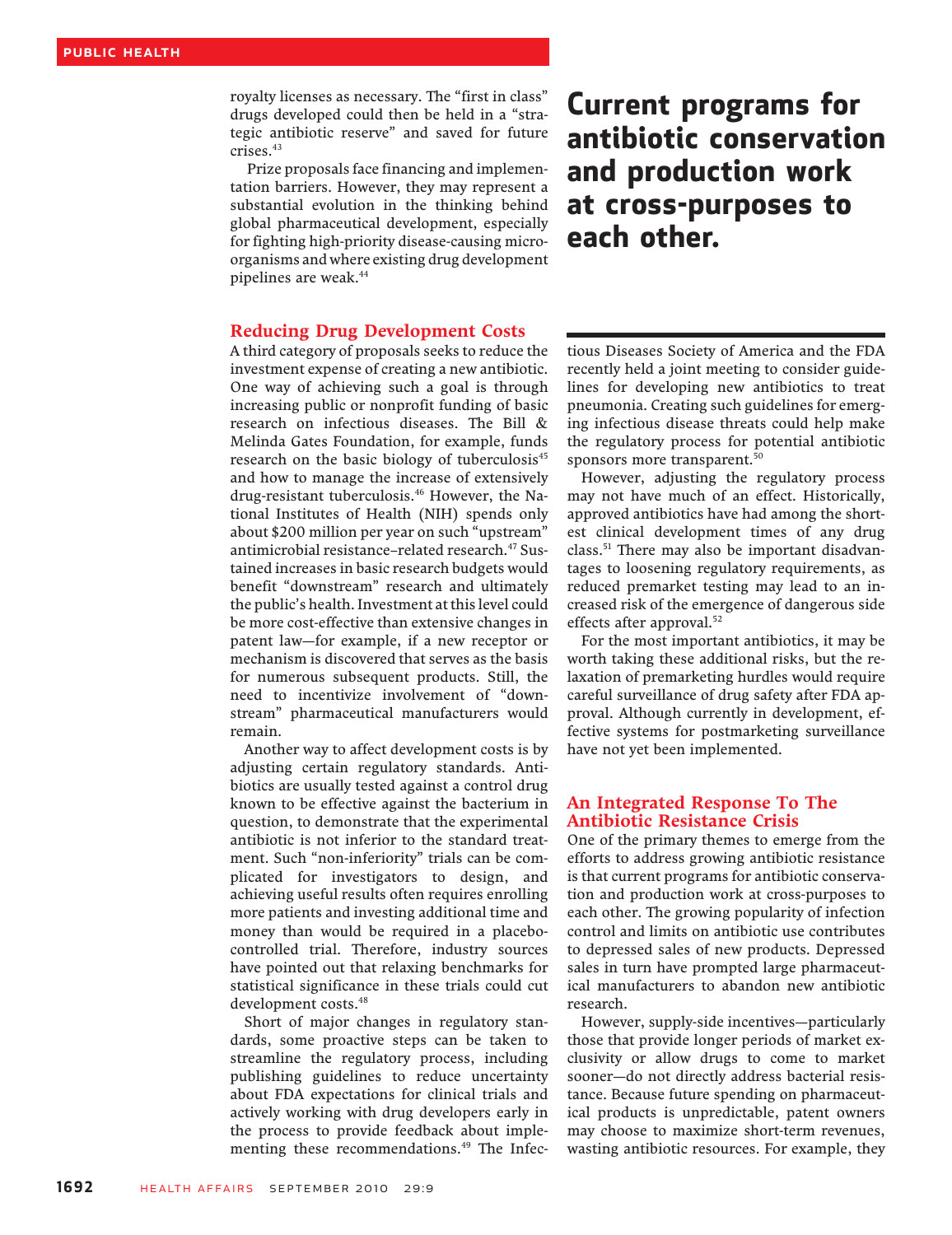royalty licenses as necessary. The "first in class" drugs developed could then be held in a "strategic antibiotic reserve" and saved for future crises.[43]

Prize proposals face financing and implementation barriers. However, they may represent a substantial evolution in the thinking behind global pharmaceutical development, especially for fighting high-priority disease-causing microorganisms and where existing drug development pipelines are weak.[44]

**Current programs for antibiotic conservation and production work at cross-purposes to each other.**

## Reducing Drug Development Costs

A third category of proposals seeks to reduce the investment expense of creating a new antibiotic. One way of achieving such a goal is through increasing public or nonprofit funding of basic research on infectious diseases. The Bill & Melinda Gates Foundation, for example, funds research on the basic biology of tuberculosis[45] and how to manage the increase of extensively drug-resistant tuberculosis.[46] However, the National Institutes of Health (NIH) spends only about $200 million per year on such "upstream" antimicrobial resistance–related research.[47] Sustained increases in basic research budgets would benefit "downstream" research and ultimately the public's health. Investment at this level could be more cost-effective than extensive changes in patent law—for example, if a new receptor or mechanism is discovered that serves as the basis for numerous subsequent products. Still, the need to incentivize involvement of "downstream" pharmaceutical manufacturers would remain.

Another way to affect development costs is by adjusting certain regulatory standards. Antibiotics are usually tested against a control drug known to be effective against the bacterium in question, to demonstrate that the experimental antibiotic is not inferior to the standard treatment. Such "non-inferiority" trials can be complicated for investigators to design, and achieving useful results often requires enrolling more patients and investing additional time and money than would be required in a placebo-controlled trial. Therefore, industry sources have pointed out that relaxing benchmarks for statistical significance in these trials could cut development costs.[48]

Short of major changes in regulatory standards, some proactive steps can be taken to streamline the regulatory process, including publishing guidelines to reduce uncertainty about FDA expectations for clinical trials and actively working with drug developers early in the process to provide feedback about implementing these recommendations.[49] The Infectious Diseases Society of America and the FDA recently held a joint meeting to consider guidelines for developing new antibiotics to treat pneumonia. Creating such guidelines for emerging infectious disease threats could help make the regulatory process for potential antibiotic sponsors more transparent.[50]

However, adjusting the regulatory process may not have much of an effect. Historically, approved antibiotics have had among the shortest clinical development times of any drug class.[51] There may also be important disadvantages to loosening regulatory requirements, as reduced premarket testing may lead to an increased risk of the emergence of dangerous side effects after approval.[52]

For the most important antibiotics, it may be worth taking these additional risks, but the relaxation of premarketing hurdles would require careful surveillance of drug safety after FDA approval. Although currently in development, effective systems for postmarketing surveillance have not yet been implemented.

## An Integrated Response To The Antibiotic Resistance Crisis

One of the primary themes to emerge from the efforts to address growing antibiotic resistance is that current programs for antibiotic conservation and production work at cross-purposes to each other. The growing popularity of infection control and limits on antibiotic use contributes to depressed sales of new products. Depressed sales in turn have prompted large pharmaceutical manufacturers to abandon new antibiotic research.

However, supply-side incentives—particularly those that provide longer periods of market exclusivity or allow drugs to come to market sooner—do not directly address bacterial resistance. Because future spending on pharmaceutical products is unpredictable, patent owners may choose to maximize short-term revenues, wasting antibiotic resources. For example, they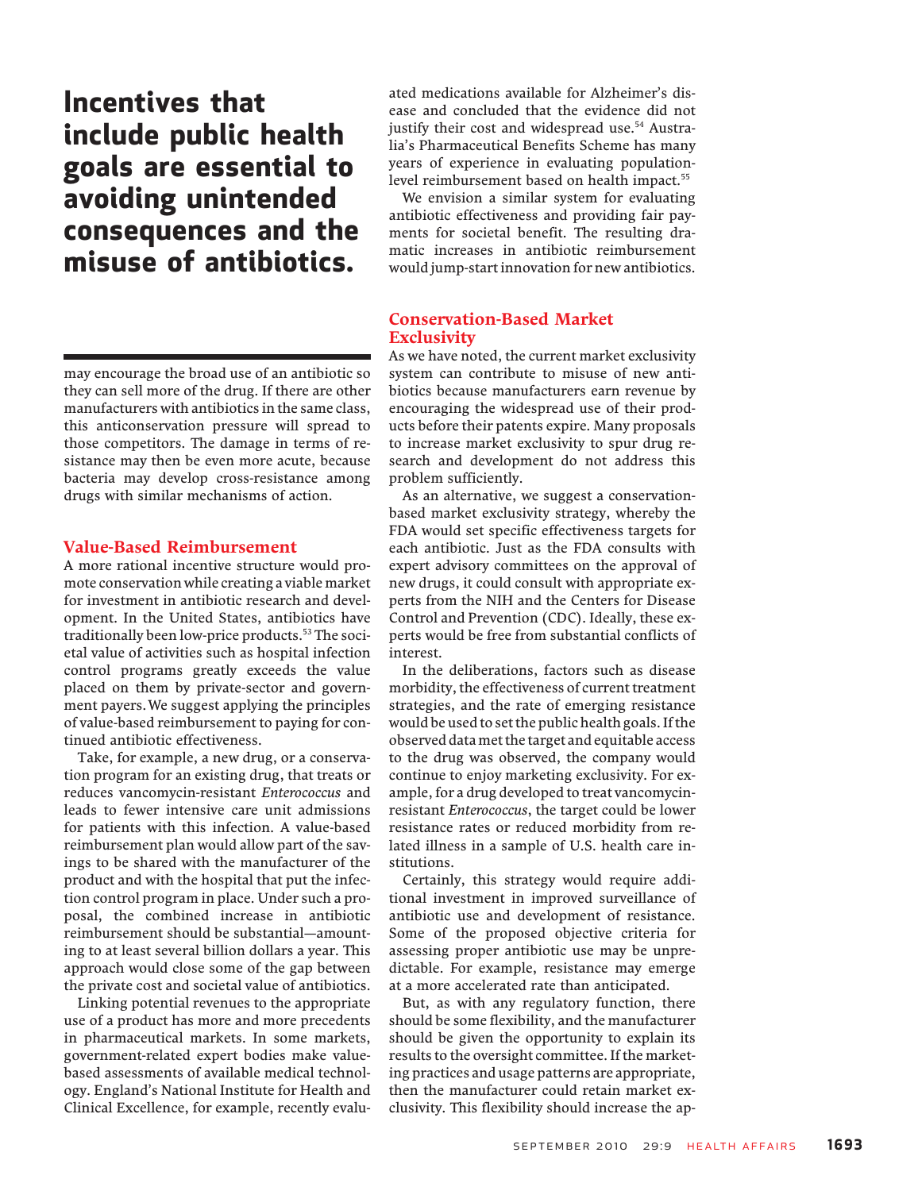**Incentives that include public health goals are essential to avoiding unintended consequences and the misuse of antibiotics.**

may encourage the broad use of an antibiotic so they can sell more of the drug. If there are other manufacturers with antibiotics in the same class, this anticonservation pressure will spread to those competitors. The damage in terms of resistance may then be even more acute, because bacteria may develop cross-resistance among drugs with similar mechanisms of action.

## Value-Based Reimbursement

A more rational incentive structure would promote conservation while creating a viable market for investment in antibiotic research and development. In the United States, antibiotics have traditionally been low-price products.[53] The societal value of activities such as hospital infection control programs greatly exceeds the value placed on them by private-sector and government payers. We suggest applying the principles of value-based reimbursement to paying for continued antibiotic effectiveness.

Take, for example, a new drug, or a conservation program for an existing drug, that treats or reduces vancomycin-resistant *Enterococcus* and leads to fewer intensive care unit admissions for patients with this infection. A value-based reimbursement plan would allow part of the savings to be shared with the manufacturer of the product and with the hospital that put the infection control program in place. Under such a proposal, the combined increase in antibiotic reimbursement should be substantial—amounting to at least several billion dollars a year. This approach would close some of the gap between the private cost and societal value of antibiotics.

Linking potential revenues to the appropriate use of a product has more and more precedents in pharmaceutical markets. In some markets, government-related expert bodies make value-based assessments of available medical technology. England's National Institute for Health and Clinical Excellence, for example, recently evaluated medications available for Alzheimer's disease and concluded that the evidence did not justify their cost and widespread use.[54] Australia's Pharmaceutical Benefits Scheme has many years of experience in evaluating population-level reimbursement based on health impact.[55]

We envision a similar system for evaluating antibiotic effectiveness and providing fair payments for societal benefit. The resulting dramatic increases in antibiotic reimbursement would jump-start innovation for new antibiotics.

## Conservation-Based Market Exclusivity

As we have noted, the current market exclusivity system can contribute to misuse of new antibiotics because manufacturers earn revenue by encouraging the widespread use of their products before their patents expire. Many proposals to increase market exclusivity to spur drug research and development do not address this problem sufficiently.

As an alternative, we suggest a conservation-based market exclusivity strategy, whereby the FDA would set specific effectiveness targets for each antibiotic. Just as the FDA consults with expert advisory committees on the approval of new drugs, it could consult with appropriate experts from the NIH and the Centers for Disease Control and Prevention (CDC). Ideally, these experts would be free from substantial conflicts of interest.

In the deliberations, factors such as disease morbidity, the effectiveness of current treatment strategies, and the rate of emerging resistance would be used to set the public health goals. If the observed data met the target and equitable access to the drug was observed, the company would continue to enjoy marketing exclusivity. For example, for a drug developed to treat vancomycin-resistant *Enterococcus*, the target could be lower resistance rates or reduced morbidity from related illness in a sample of U.S. health care institutions.

Certainly, this strategy would require additional investment in improved surveillance of antibiotic use and development of resistance. Some of the proposed objective criteria for assessing proper antibiotic use may be unpredictable. For example, resistance may emerge at a more accelerated rate than anticipated.

But, as with any regulatory function, there should be some flexibility, and the manufacturer should be given the opportunity to explain its results to the oversight committee. If the marketing practices and usage patterns are appropriate, then the manufacturer could retain market exclusivity. This flexibility should increase the ap-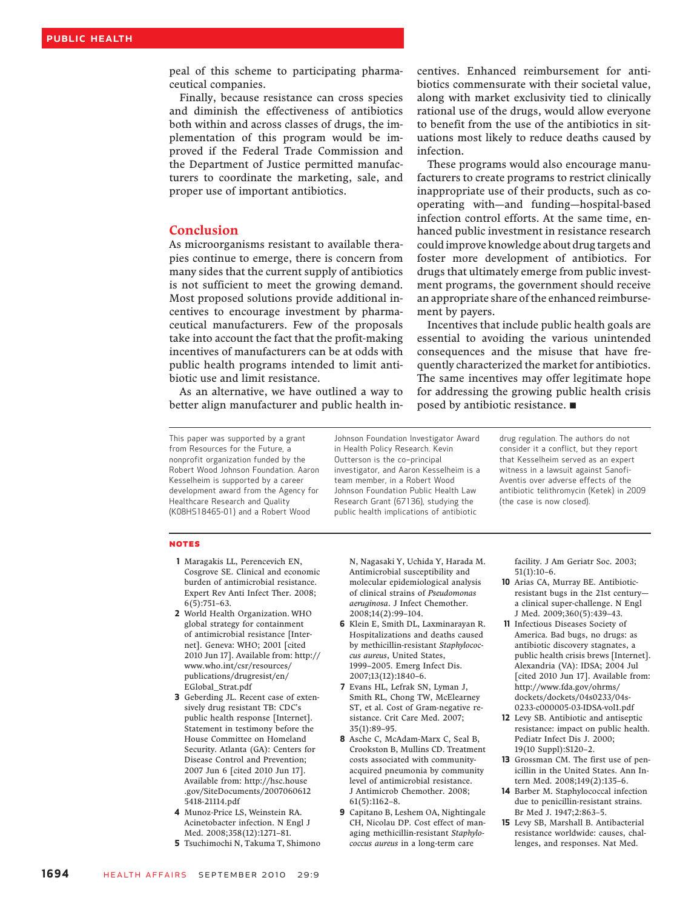peal of this scheme to participating pharmaceutical companies.

Finally, because resistance can cross species and diminish the effectiveness of antibiotics both within and across classes of drugs, the implementation of this program would be improved if the Federal Trade Commission and the Department of Justice permitted manufacturers to coordinate the marketing, sale, and proper use of important antibiotics.

## Conclusion

As microorganisms resistant to available therapies continue to emerge, there is concern from many sides that the current supply of antibiotics is not sufficient to meet the growing demand. Most proposed solutions provide additional incentives to encourage investment by pharmaceutical manufacturers. Few of the proposals take into account the fact that the profit-making incentives of manufacturers can be at odds with public health programs intended to limit antibiotic use and limit resistance.

As an alternative, we have outlined a way to better align manufacturer and public health incentives. Enhanced reimbursement for antibiotics commensurate with their societal value, along with market exclusivity tied to clinically rational use of the drugs, would allow everyone to benefit from the use of the antibiotics in situations most likely to reduce deaths caused by infection.

These programs would also encourage manufacturers to create programs to restrict clinically inappropriate use of their products, such as cooperating with—and funding—hospital-based infection control efforts. At the same time, enhanced public investment in resistance research could improve knowledge about drug targets and foster more development of antibiotics. For drugs that ultimately emerge from public investment programs, the government should receive an appropriate share of the enhanced reimbursement by payers.

Incentives that include public health goals are essential to avoiding the various unintended consequences and the misuse that have frequently characterized the market for antibiotics. The same incentives may offer legitimate hope for addressing the growing public health crisis posed by antibiotic resistance. ■

This paper was supported by a grant from Resources for the Future, a nonprofit organization funded by the Robert Wood Johnson Foundation. Aaron Kesselheim is supported by a career development award from the Agency for Healthcare Research and Quality (K08HS18465-01) and a Robert Wood Johnson Foundation Investigator Award in Health Policy Research. Kevin Outterson is the co-principal investigator, and Aaron Kesselheim is a team member, in a Robert Wood Johnson Foundation Public Health Law Research Grant (67136), studying the public health implications of antibiotic drug regulation. The authors do not consider it a conflict, but they report that Kesselheim served as an expert witness in a lawsuit against Sanofi-Aventis over adverse effects of the antibiotic telithromycin (Ketek) in 2009 (the case is now closed).

## NOTES

1. Maragakis LL, Perencevich EN, Cosgrove SE. Clinical and economic burden of antimicrobial resistance. Expert Rev Anti Infect Ther. 2008;6(5):751–63.
2. World Health Organization. WHO global strategy for containment of antimicrobial resistance [Internet]. Geneva: WHO; 2001 [cited 2010 Jun 17]. Available from: http://www.who.int/csr/resources/publications/drugresist/en/EGlobal_Strat.pdf
3. Geberding JL. Recent case of extensively drug resistant TB: CDC's public health response [Internet]. Statement in testimony before the House Committee on Homeland Security. Atlanta (GA): Centers for Disease Control and Prevention; 2007 Jun 6 [cited 2010 Jun 17]. Available from: http://hsc.house.gov/SiteDocuments/20070606125418-21114.pdf
4. Munoz-Price LS, Weinstein RA. Acinetobacter infection. N Engl J Med. 2008;358(12):1271–81.
5. Tsuchimochi N, Takuma T, Shimono N, Nagasaki Y, Uchida Y, Harada M. Antimicrobial susceptibility and molecular epidemiological analysis of clinical strains of *Pseudomonas aeruginosa*. J Infect Chemother. 2008;14(2):99–104.
6. Klein E, Smith DL, Laxminarayan R. Hospitalizations and deaths caused by methicillin-resistant *Staphylococcus aureus*, United States, 1999–2005. Emerg Infect Dis. 2007;13(12):1840–6.
7. Evans HL, Lefrak SN, Lyman J, Smith RL, Chong TW, McElearney ST, et al. Cost of Gram-negative resistance. Crit Care Med. 2007;35(1):89–95.
8. Asche C, McAdam-Marx C, Seal B, Crookston B, Mullins CD. Treatment costs associated with community-acquired pneumonia by community level of antimicrobial resistance. J Antimicrob Chemother. 2008;61(5):1162–8.
9. Capitano B, Leshem OA, Nightingale CH, Nicolau DP. Cost effect of managing methicillin-resistant *Staphylococcus aureus* in a long-term care facility. J Am Geriatr Soc. 2003;51(1):10–6.
10. Arias CA, Murray BE. Antibiotic-resistant bugs in the 21st century—a clinical super-challenge. N Engl J Med. 2009;360(5):439–43.
11. Infectious Diseases Society of America. Bad bugs, no drugs: as antibiotic discovery stagnates, a public health crisis brews [Internet]. Alexandria (VA): IDSA; 2004 Jul [cited 2010 Jun 17]. Available from: http://www.fda.gov/ohrms/dockets/dockets/04s0233/04s-0233-c000005-03-IDSA-vol1.pdf
12. Levy SB. Antibiotic and antiseptic resistance: impact on public health. Pediatr Infect Dis J. 2000;19(10 Suppl):S120–2.
13. Grossman CM. The first use of penicillin in the United States. Ann Intern Med. 2008;149(2):135–6.
14. Barber M. Staphylococcal infection due to penicillin-resistant strains. Br Med J. 1947;2:863–5.
15. Levy SB, Marshall B. Antibacterial resistance worldwide: causes, challenges, and responses. Nat Med.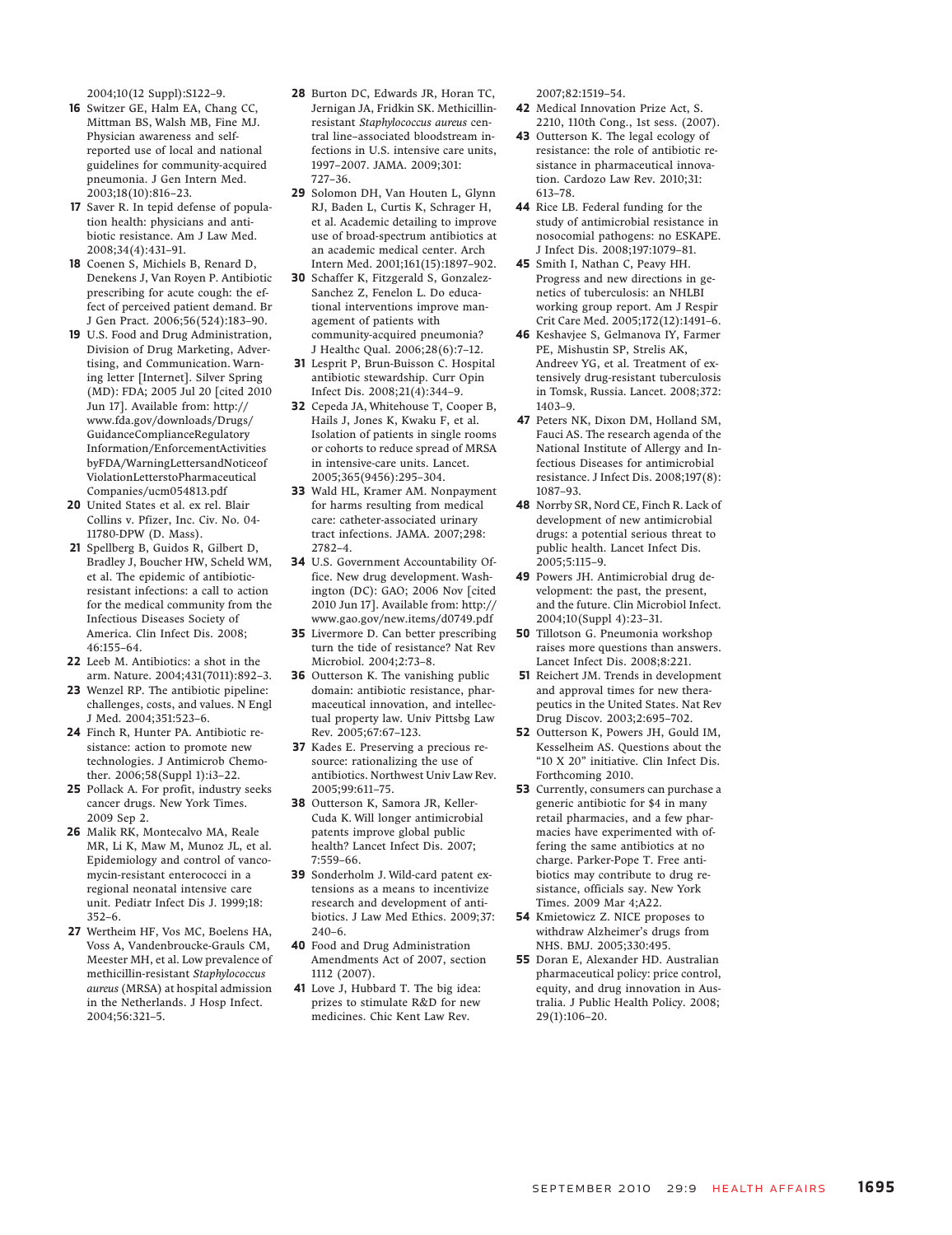2004;10(12 Suppl):S122–9.

16 Switzer GE, Halm EA, Chang CC, Mittman BS, Walsh MB, Fine MJ. Physician awareness and self-reported use of local and national guidelines for community-acquired pneumonia. J Gen Intern Med. 2003;18(10):816–23.

17 Saver R. In tepid defense of population health: physicians and antibiotic resistance. Am J Law Med. 2008;34(4):431–91.

18 Coenen S, Michiels B, Renard D, Denekens J, Van Royen P. Antibiotic prescribing for acute cough: the effect of perceived patient demand. Br J Gen Pract. 2006;56(524):183–90.

19 U.S. Food and Drug Administration, Division of Drug Marketing, Advertising, and Communication. Warning letter [Internet]. Silver Spring (MD): FDA; 2005 Jul 20 [cited 2010 Jun 17]. Available from: http://www.fda.gov/downloads/Drugs/GuidanceComplianceRegulatoryInformation/EnforcementActivitiesbyFDA/WarningLettersandNoticeofViolationLetterstoPharmaceuticalCompanies/ucm054813.pdf

20 United States et al. ex rel. Blair Collins v. Pfizer, Inc. Civ. No. 04-11780-DPW (D. Mass).

21 Spellberg B, Guidos R, Gilbert D, Bradley J, Boucher HW, Scheld WM, et al. The epidemic of antibiotic-resistant infections: a call to action for the medical community from the Infectious Diseases Society of America. Clin Infect Dis. 2008; 46:155–64.

22 Leeb M. Antibiotics: a shot in the arm. Nature. 2004;431(7011):892–3.

23 Wenzel RP. The antibiotic pipeline: challenges, costs, and values. N Engl J Med. 2004;351:523–6.

24 Finch R, Hunter PA. Antibiotic resistance: action to promote new technologies. J Antimicrob Chemother. 2006;58(Suppl 1):i3–22.

25 Pollack A. For profit, industry seeks cancer drugs. New York Times. 2009 Sep 2.

26 Malik RK, Montecalvo MA, Reale MR, Li K, Maw M, Munoz JL, et al. Epidemiology and control of vancomycin-resistant enterococci in a regional neonatal intensive care unit. Pediatr Infect Dis J. 1999;18: 352–6.

27 Wertheim HF, Vos MC, Boelens HA, Voss A, Vandenbroucke-Grauls CM, Meester MH, et al. Low prevalence of methicillin-resistant *Staphylococcus aureus* (MRSA) at hospital admission in the Netherlands. J Hosp Infect. 2004;56:321–5.

28 Burton DC, Edwards JR, Horan TC, Jernigan JA, Fridkin SK. Methicillin-resistant *Staphylococcus aureus* central line–associated bloodstream infections in U.S. intensive care units, 1997–2007. JAMA. 2009;301: 727–36.

29 Solomon DH, Van Houten L, Glynn RJ, Baden L, Curtis K, Schrager H, et al. Academic detailing to improve use of broad-spectrum antibiotics at an academic medical center. Arch Intern Med. 2001;161(15):1897–902.

30 Schaffer K, Fitzgerald S, Gonzalez-Sanchez Z, Fenelon L. Do educational interventions improve management of patients with community-acquired pneumonia? J Healthc Qual. 2006;28(6):7–12.

31 Lesprit P, Brun-Buisson C. Hospital antibiotic stewardship. Curr Opin Infect Dis. 2008;21(4):344–9.

32 Cepeda JA, Whitehouse T, Cooper B, Hails J, Jones K, Kwaku F, et al. Isolation of patients in single rooms or cohorts to reduce spread of MRSA in intensive-care units. Lancet. 2005;365(9456):295–304.

33 Wald HL, Kramer AM. Nonpayment for harms resulting from medical care: catheter-associated urinary tract infections. JAMA. 2007;298: 2782–4.

34 U.S. Government Accountability Office. New drug development. Washington (DC): GAO; 2006 Nov [cited 2010 Jun 17]. Available from: http://www.gao.gov/new.items/d0749.pdf

35 Livermore D. Can better prescribing turn the tide of resistance? Nat Rev Microbiol. 2004;2:73–8.

36 Outterson K. The vanishing public domain: antibiotic resistance, pharmaceutical innovation, and intellectual property law. Univ Pittsbg Law Rev. 2005;67:67–123.

37 Kades E. Preserving a precious resource: rationalizing the use of antibiotics. Northwest Univ Law Rev. 2005;99:611–75.

38 Outterson K, Samora JR, Keller-Cuda K. Will longer antimicrobial patents improve global public health? Lancet Infect Dis. 2007; 7:559–66.

39 Sonderholm J. Wild-card patent extensions as a means to incentivize research and development of antibiotics. J Law Med Ethics. 2009;37: 240–6.

40 Food and Drug Administration Amendments Act of 2007, section 1112 (2007).

41 Love J, Hubbard T. The big idea: prizes to stimulate R&D for new medicines. Chic Kent Law Rev. 2007;82:1519–54.

42 Medical Innovation Prize Act, S. 2210, 110th Cong., 1st sess. (2007).

43 Outterson K. The legal ecology of resistance: the role of antibiotic resistance in pharmaceutical innovation. Cardozo Law Rev. 2010;31: 613–78.

44 Rice LB. Federal funding for the study of antimicrobial resistance in nosocomial pathogens: no ESKAPE. J Infect Dis. 2008;197:1079–81.

45 Smith I, Nathan C, Peavy HH. Progress and new directions in genetics of tuberculosis: an NHLBI working group report. Am J Respir Crit Care Med. 2005;172(12):1491–6.

46 Keshavjee S, Gelmanova IY, Farmer PE, Mishustin SP, Strelis AK, Andreev YG, et al. Treatment of extensively drug-resistant tuberculosis in Tomsk, Russia. Lancet. 2008;372: 1403–9.

47 Peters NK, Dixon DM, Holland SM, Fauci AS. The research agenda of the National Institute of Allergy and Infectious Diseases for antimicrobial resistance. J Infect Dis. 2008;197(8): 1087–93.

48 Norrby SR, Nord CE, Finch R. Lack of development of new antimicrobial drugs: a potential serious threat to public health. Lancet Infect Dis. 2005;5:115–9.

49 Powers JH. Antimicrobial drug development: the past, the present, and the future. Clin Microbiol Infect. 2004;10(Suppl 4):23–31.

50 Tillotson G. Pneumonia workshop raises more questions than answers. Lancet Infect Dis. 2008;8:221.

51 Reichert JM. Trends in development and approval times for new therapeutics in the United States. Nat Rev Drug Discov. 2003;2:695–702.

52 Outterson K, Powers JH, Gould IM, Kesselheim AS. Questions about the "10 X 20" initiative. Clin Infect Dis. Forthcoming 2010.

53 Currently, consumers can purchase a generic antibiotic for $4 in many retail pharmacies, and a few pharmacies have experimented with offering the same antibiotics at no charge. Parker-Pope T. Free antibiotics may contribute to drug resistance, officials say. New York Times. 2009 Mar 4;A22.

54 Kmietowicz Z. NICE proposes to withdraw Alzheimer's drugs from NHS. BMJ. 2005;330:495.

55 Doran E, Alexander HD. Australian pharmaceutical policy: price control, equity, and drug innovation in Australia. J Public Health Policy. 2008; 29(1):106–20.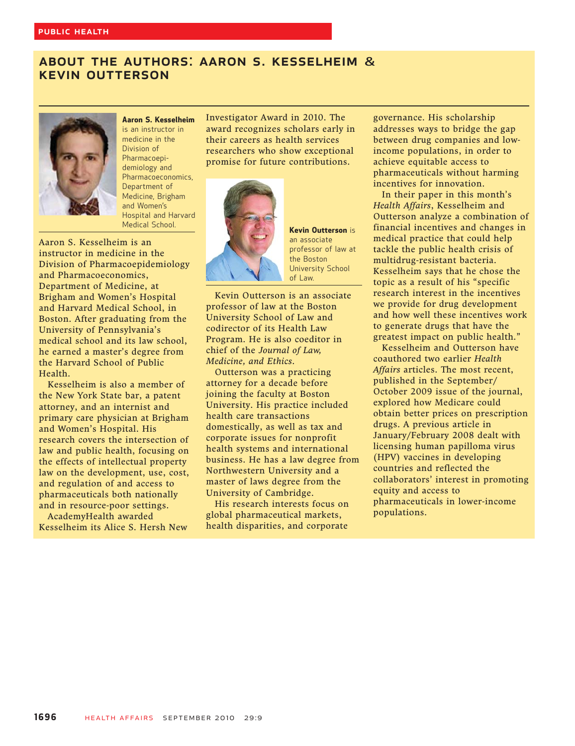# About the Authors: Aaron S. Kesselheim & Kevin Outterson

**Aaron S. Kesselheim** is an instructor in medicine in the Division of Pharmacoepidemiology and Pharmacoeconomics, Department of Medicine, Brigham and Women's Hospital and Harvard Medical School.

Aaron S. Kesselheim is an instructor in medicine in the Division of Pharmacoepidemiology and Pharmacoeconomics, Department of Medicine, at Brigham and Women's Hospital and Harvard Medical School, in Boston. After graduating from the University of Pennsylvania's medical school and its law school, he earned a master's degree from the Harvard School of Public Health.

Kesselheim is also a member of the New York State bar, a patent attorney, and an internist and primary care physician at Brigham and Women's Hospital. His research covers the intersection of law and public health, focusing on the effects of intellectual property law on the development, use, cost, and regulation of and access to pharmaceuticals both nationally and in resource-poor settings.

AcademyHealth awarded Kesselheim its Alice S. Hersh New Investigator Award in 2010. The award recognizes scholars early in their careers as health services researchers who show exceptional promise for future contributions.

**Kevin Outterson** is an associate professor of law at the Boston University School of Law.

Kevin Outterson is an associate professor of law at the Boston University School of Law and codirector of its Health Law Program. He is also coeditor in chief of the *Journal of Law, Medicine, and Ethics*.

Outterson was a practicing attorney for a decade before joining the faculty at Boston University. His practice included health care transactions domestically, as well as tax and corporate issues for nonprofit health systems and international business. He has a law degree from Northwestern University and a master of laws degree from the University of Cambridge.

His research interests focus on global pharmaceutical markets, health disparities, and corporate governance. His scholarship addresses ways to bridge the gap between drug companies and low-income populations, in order to achieve equitable access to pharmaceuticals without harming incentives for innovation.

In their paper in this month's *Health Affairs*, Kesselheim and Outterson analyze a combination of financial incentives and changes in medical practice that could help tackle the public health crisis of multidrug-resistant bacteria. Kesselheim says that he chose the topic as a result of his "specific research interest in the incentives we provide for drug development and how well these incentives work to generate drugs that have the greatest impact on public health."

Kesselheim and Outterson have coauthored two earlier *Health Affairs* articles. The most recent, published in the September/October 2009 issue of the journal, explored how Medicare could obtain better prices on prescription drugs. A previous article in January/February 2008 dealt with licensing human papilloma virus (HPV) vaccines in developing countries and reflected the collaborators' interest in promoting equity and access to pharmaceuticals in lower-income populations.